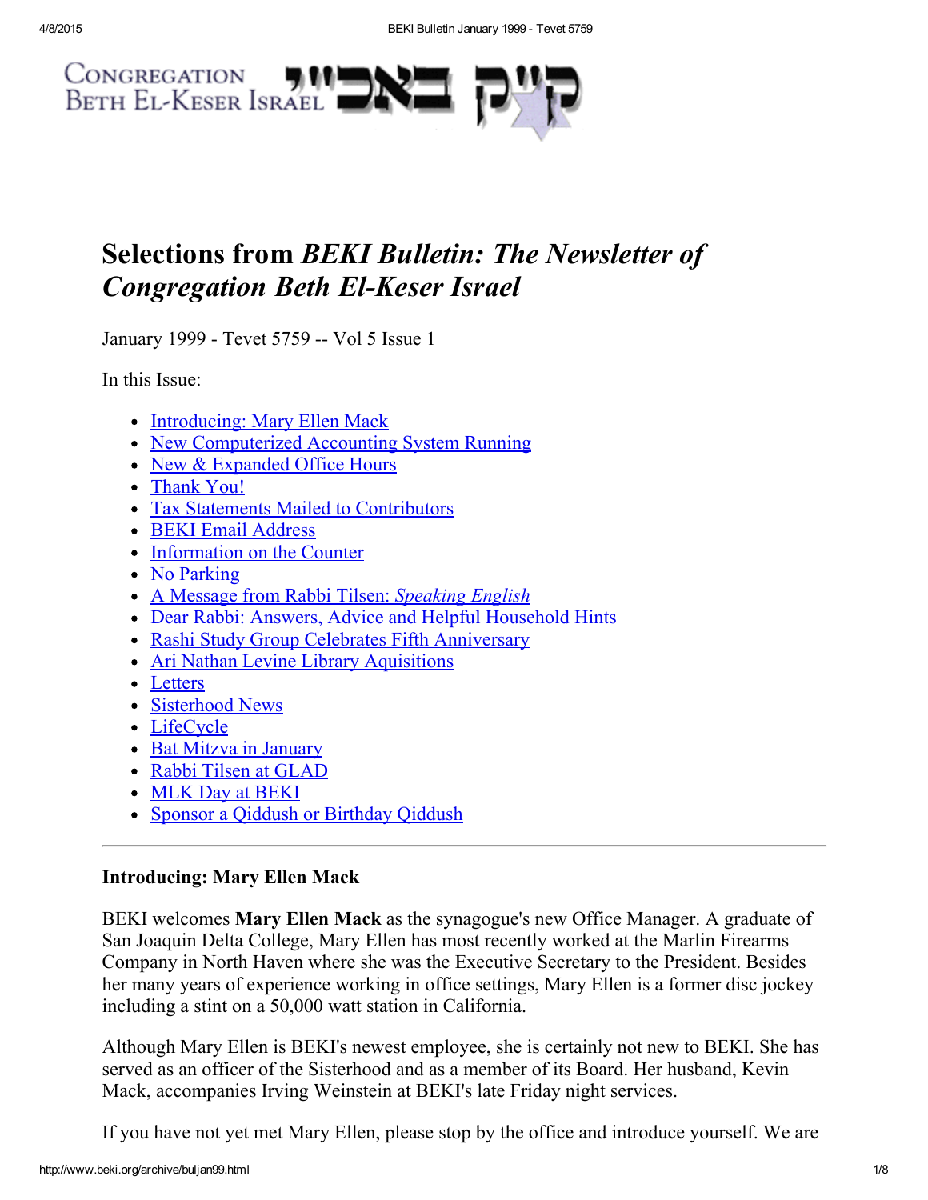Congregation Beth El-Keser Israel קי״ק באבי״י

# Selections from *BEKI Bulletin: The Newsletter of Congregation Beth El-Keser Israel*

January 1999 - Tevet 5759 -- Vol 5 Issue 1

In this Issue:

- Introducing: Mary Ellen Mack
- New Computerized Accounting System Running
- New & Expanded Office Hours
- Thank You!
- Tax Statements Mailed to Contributors
- BEKI Email Address
- Information on the Counter
- No Parking
- A Message from Rabbi Tilsen: *Speaking English*
- Dear Rabbi: Answers, Advice and Helpful Household Hints
- Rashi Study Group Celebrates Fifth Anniversary
- Ari Nathan Levine Library Aquisitions
- Letters
- Sisterhood News
- LifeCycle
- Bat Mitzva in January
- Rabbi Tilsen at GLAD
- MLK Day at BEKI
- Sponsor a Qiddush or Birthday Qiddush

---

**Introducing: Mary Ellen Mack**

BEKI welcomes **Mary Ellen Mack** as the synagogue's new Office Manager. A graduate of San Joaquin Delta College, Mary Ellen has most recently worked at the Marlin Firearms Company in North Haven where she was the Executive Secretary to the President. Besides her many years of experience working in office settings, Mary Ellen is a former disc jockey including a stint on a 50,000 watt station in California.

Although Mary Ellen is BEKI's newest employee, she is certainly not new to BEKI. She has served as an officer of the Sisterhood and as a member of its Board. Her husband, Kevin Mack, accompanies Irving Weinstein at BEKI's late Friday night services.

If you have not yet met Mary Ellen, please stop by the office and introduce yourself. We are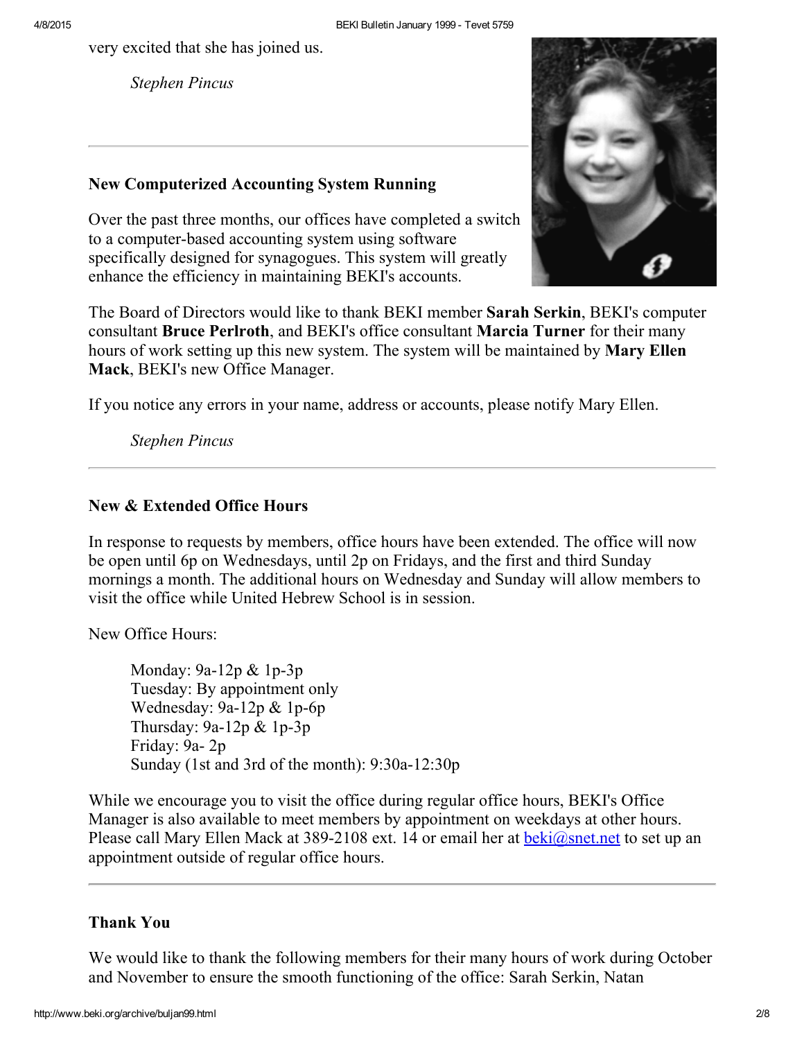very excited that she has joined us.

*Stephen Pincus*

---

### New Computerized Accounting System Running

Over the past three months, our offices have completed a switch to a computer-based accounting system using software specifically designed for synagogues. This system will greatly enhance the efficiency in maintaining BEKI's accounts.

The Board of Directors would like to thank BEKI member **Sarah Serkin**, BEKI's computer consultant **Bruce Perlroth**, and BEKI's office consultant **Marcia Turner** for their many hours of work setting up this new system. The system will be maintained by **Mary Ellen Mack**, BEKI's new Office Manager.

If you notice any errors in your name, address or accounts, please notify Mary Ellen.

*Stephen Pincus*

---

### New & Extended Office Hours

In response to requests by members, office hours have been extended. The office will now be open until 6p on Wednesdays, until 2p on Fridays, and the first and third Sunday mornings a month. The additional hours on Wednesday and Sunday will allow members to visit the office while United Hebrew School is in session.

New Office Hours:

Monday: 9a-12p & 1p-3p
Tuesday: By appointment only
Wednesday: 9a-12p & 1p-6p
Thursday: 9a-12p & 1p-3p
Friday: 9a- 2p
Sunday (1st and 3rd of the month): 9:30a-12:30p

While we encourage you to visit the office during regular office hours, BEKI's Office Manager is also available to meet members by appointment on weekdays at other hours. Please call Mary Ellen Mack at 389-2108 ext. 14 or email her at beki@snet.net to set up an appointment outside of regular office hours.

---

### Thank You

We would like to thank the following members for their many hours of work during October and November to ensure the smooth functioning of the office: Sarah Serkin, Natan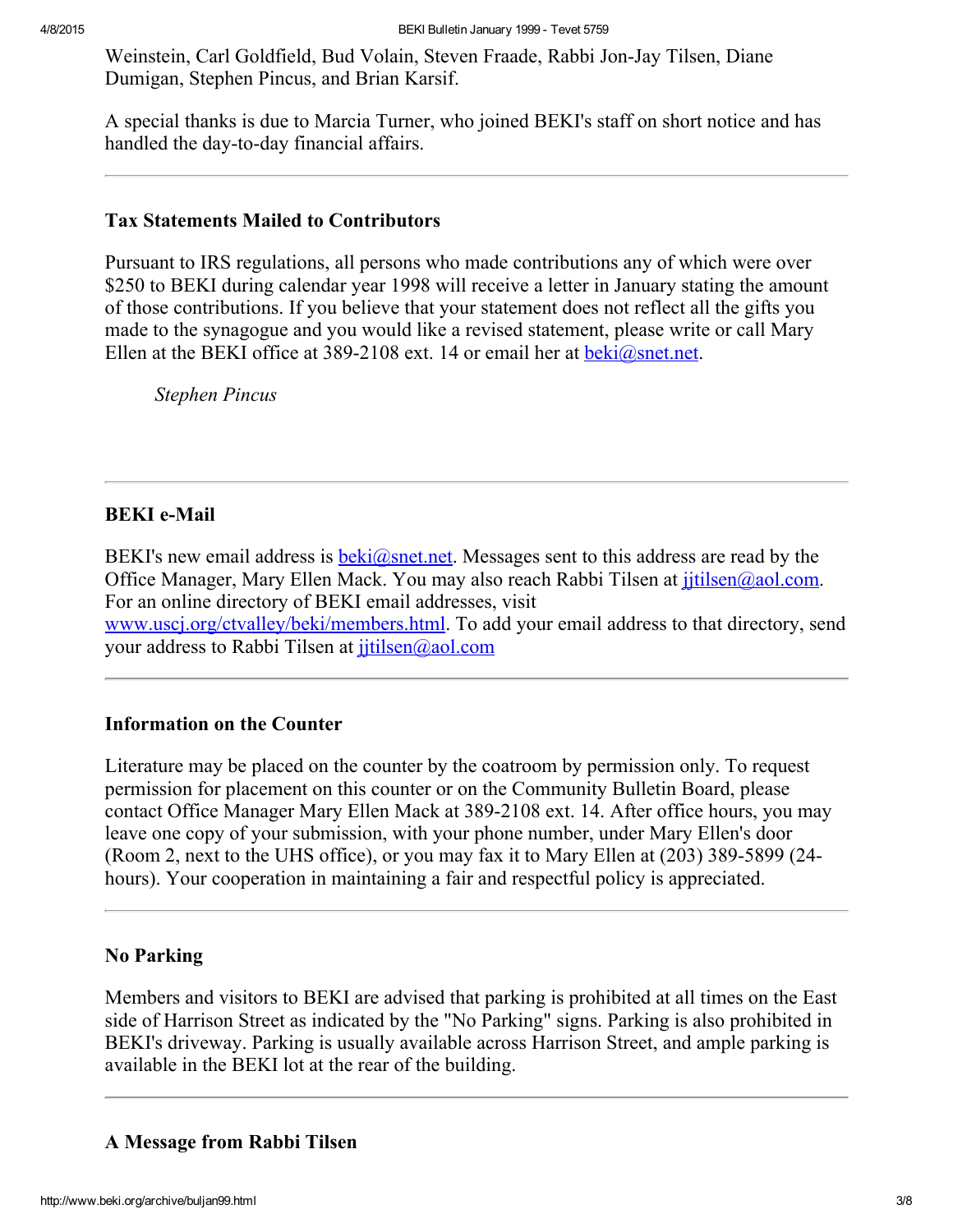Weinstein, Carl Goldfield, Bud Volain, Steven Fraade, Rabbi Jon-Jay Tilsen, Diane Dumigan, Stephen Pincus, and Brian Karsif.

A special thanks is due to Marcia Turner, who joined BEKI's staff on short notice and has handled the day-to-day financial affairs.

---

### Tax Statements Mailed to Contributors

Pursuant to IRS regulations, all persons who made contributions any of which were over $250 to BEKI during calendar year 1998 will receive a letter in January stating the amount of those contributions. If you believe that your statement does not reflect all the gifts you made to the synagogue and you would like a revised statement, please write or call Mary Ellen at the BEKI office at 389-2108 ext. 14 or email her at beki@snet.net.

*Stephen Pincus*

---

### BEKI e-Mail

BEKI's new email address is beki@snet.net. Messages sent to this address are read by the Office Manager, Mary Ellen Mack. You may also reach Rabbi Tilsen at jjtilsen@aol.com. For an online directory of BEKI email addresses, visit www.uscj.org/ctvalley/beki/members.html. To add your email address to that directory, send your address to Rabbi Tilsen at jjtilsen@aol.com

---

### Information on the Counter

Literature may be placed on the counter by the coatroom by permission only. To request permission for placement on this counter or on the Community Bulletin Board, please contact Office Manager Mary Ellen Mack at 389-2108 ext. 14. After office hours, you may leave one copy of your submission, with your phone number, under Mary Ellen's door (Room 2, next to the UHS office), or you may fax it to Mary Ellen at (203) 389-5899 (24-hours). Your cooperation in maintaining a fair and respectful policy is appreciated.

---

### No Parking

Members and visitors to BEKI are advised that parking is prohibited at all times on the East side of Harrison Street as indicated by the "No Parking" signs. Parking is also prohibited in BEKI's driveway. Parking is usually available across Harrison Street, and ample parking is available in the BEKI lot at the rear of the building.

---

### A Message from Rabbi Tilsen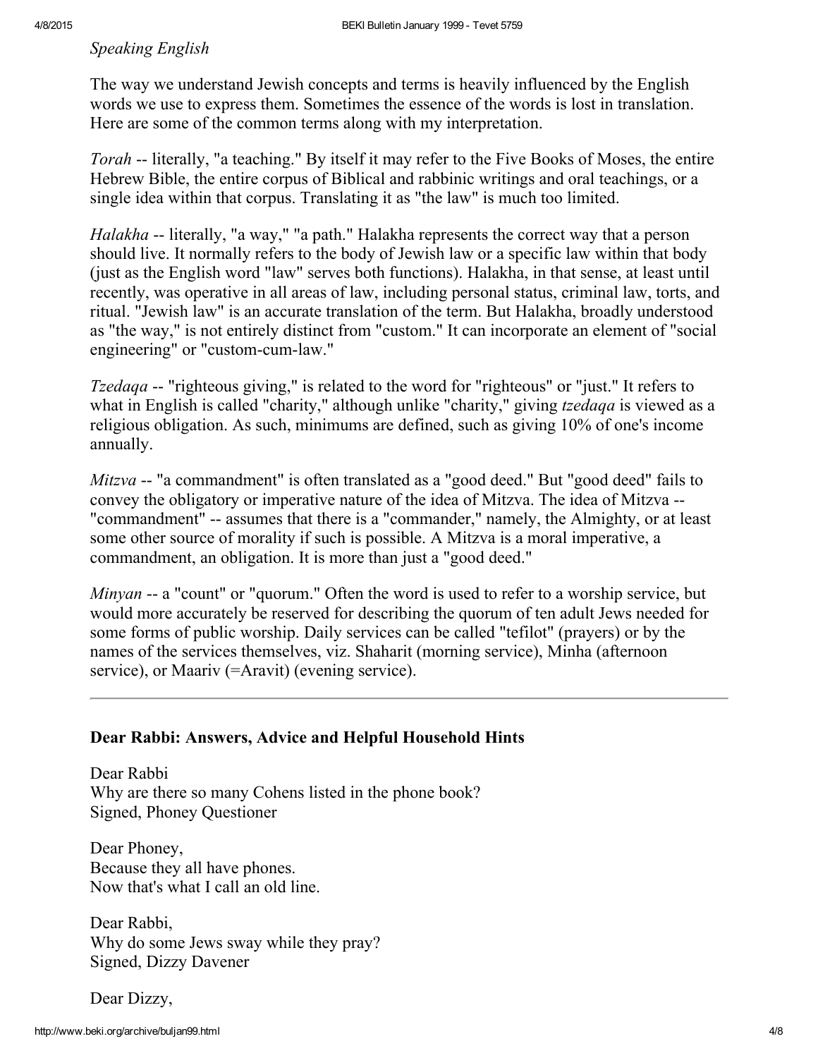*Speaking English*

The way we understand Jewish concepts and terms is heavily influenced by the English words we use to express them. Sometimes the essence of the words is lost in translation. Here are some of the common terms along with my interpretation.

*Torah* -- literally, "a teaching." By itself it may refer to the Five Books of Moses, the entire Hebrew Bible, the entire corpus of Biblical and rabbinic writings and oral teachings, or a single idea within that corpus. Translating it as "the law" is much too limited.

*Halakha* -- literally, "a way," "a path." Halakha represents the correct way that a person should live. It normally refers to the body of Jewish law or a specific law within that body (just as the English word "law" serves both functions). Halakha, in that sense, at least until recently, was operative in all areas of law, including personal status, criminal law, torts, and ritual. "Jewish law" is an accurate translation of the term. But Halakha, broadly understood as "the way," is not entirely distinct from "custom." It can incorporate an element of "social engineering" or "custom-cum-law."

*Tzedaqa* -- "righteous giving," is related to the word for "righteous" or "just." It refers to what in English is called "charity," although unlike "charity," giving *tzedaqa* is viewed as a religious obligation. As such, minimums are defined, such as giving 10% of one's income annually.

*Mitzva* -- "a commandment" is often translated as a "good deed." But "good deed" fails to convey the obligatory or imperative nature of the idea of Mitzva. The idea of Mitzva -- "commandment" -- assumes that there is a "commander," namely, the Almighty, or at least some other source of morality if such is possible. A Mitzva is a moral imperative, a commandment, an obligation. It is more than just a "good deed."

*Minyan* -- a "count" or "quorum." Often the word is used to refer to a worship service, but would more accurately be reserved for describing the quorum of ten adult Jews needed for some forms of public worship. Daily services can be called "tefilot" (prayers) or by the names of the services themselves, viz. Shaharit (morning service), Minha (afternoon service), or Maariv (=Aravit) (evening service).

---

**Dear Rabbi: Answers, Advice and Helpful Household Hints**

Dear Rabbi
Why are there so many Cohens listed in the phone book?
Signed, Phoney Questioner

Dear Phoney,
Because they all have phones.
Now that's what I call an old line.

Dear Rabbi,
Why do some Jews sway while they pray?
Signed, Dizzy Davener

Dear Dizzy,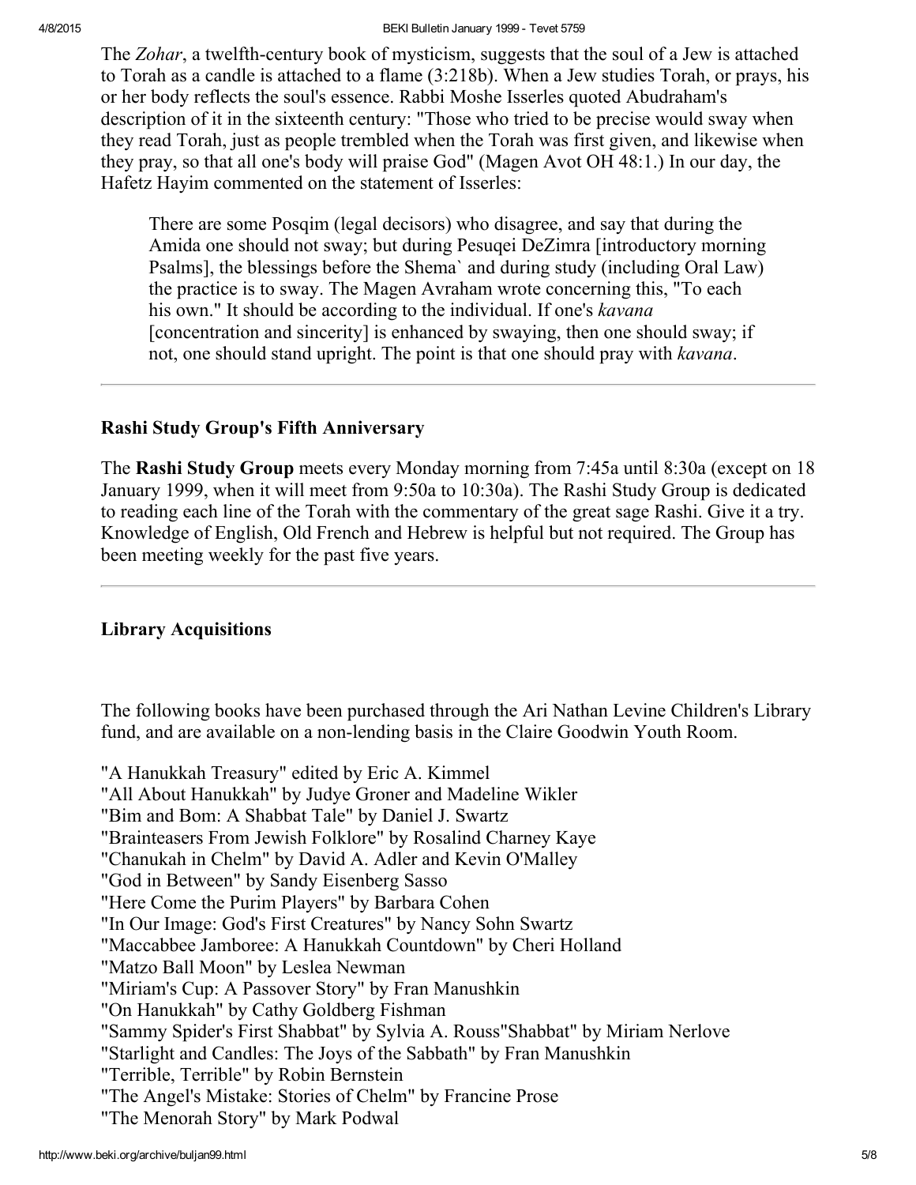The *Zohar*, a twelfth-century book of mysticism, suggests that the soul of a Jew is attached to Torah as a candle is attached to a flame (3:218b). When a Jew studies Torah, or prays, his or her body reflects the soul's essence. Rabbi Moshe Isserles quoted Abudraham's description of it in the sixteenth century: "Those who tried to be precise would sway when they read Torah, just as people trembled when the Torah was first given, and likewise when they pray, so that all one's body will praise God" (Magen Avot OH 48:1.) In our day, the Hafetz Hayim commented on the statement of Isserles:

> There are some Posqim (legal decisors) who disagree, and say that during the Amida one should not sway; but during Pesuqei DeZimra [introductory morning Psalms], the blessings before the Shema` and during study (including Oral Law) the practice is to sway. The Magen Avraham wrote concerning this, "To each his own." It should be according to the individual. If one's *kavana* [concentration and sincerity] is enhanced by swaying, then one should sway; if not, one should stand upright. The point is that one should pray with *kavana*.

---

### Rashi Study Group's Fifth Anniversary

The **Rashi Study Group** meets every Monday morning from 7:45a until 8:30a (except on 18 January 1999, when it will meet from 9:50a to 10:30a). The Rashi Study Group is dedicated to reading each line of the Torah with the commentary of the great sage Rashi. Give it a try. Knowledge of English, Old French and Hebrew is helpful but not required. The Group has been meeting weekly for the past five years.

---

### Library Acquisitions

The following books have been purchased through the Ari Nathan Levine Children's Library fund, and are available on a non-lending basis in the Claire Goodwin Youth Room.

"A Hanukkah Treasury" edited by Eric A. Kimmel
"All About Hanukkah" by Judye Groner and Madeline Wikler
"Bim and Bom: A Shabbat Tale" by Daniel J. Swartz
"Brainteasers From Jewish Folklore" by Rosalind Charney Kaye
"Chanukah in Chelm" by David A. Adler and Kevin O'Malley
"God in Between" by Sandy Eisenberg Sasso
"Here Come the Purim Players" by Barbara Cohen
"In Our Image: God's First Creatures" by Nancy Sohn Swartz
"Maccabbee Jamboree: A Hanukkah Countdown" by Cheri Holland
"Matzo Ball Moon" by Leslea Newman
"Miriam's Cup: A Passover Story" by Fran Manushkin
"On Hanukkah" by Cathy Goldberg Fishman
"Sammy Spider's First Shabbat" by Sylvia A. Rouss"Shabbat" by Miriam Nerlove
"Starlight and Candles: The Joys of the Sabbath" by Fran Manushkin
"Terrible, Terrible" by Robin Bernstein
"The Angel's Mistake: Stories of Chelm" by Francine Prose
"The Menorah Story" by Mark Podwal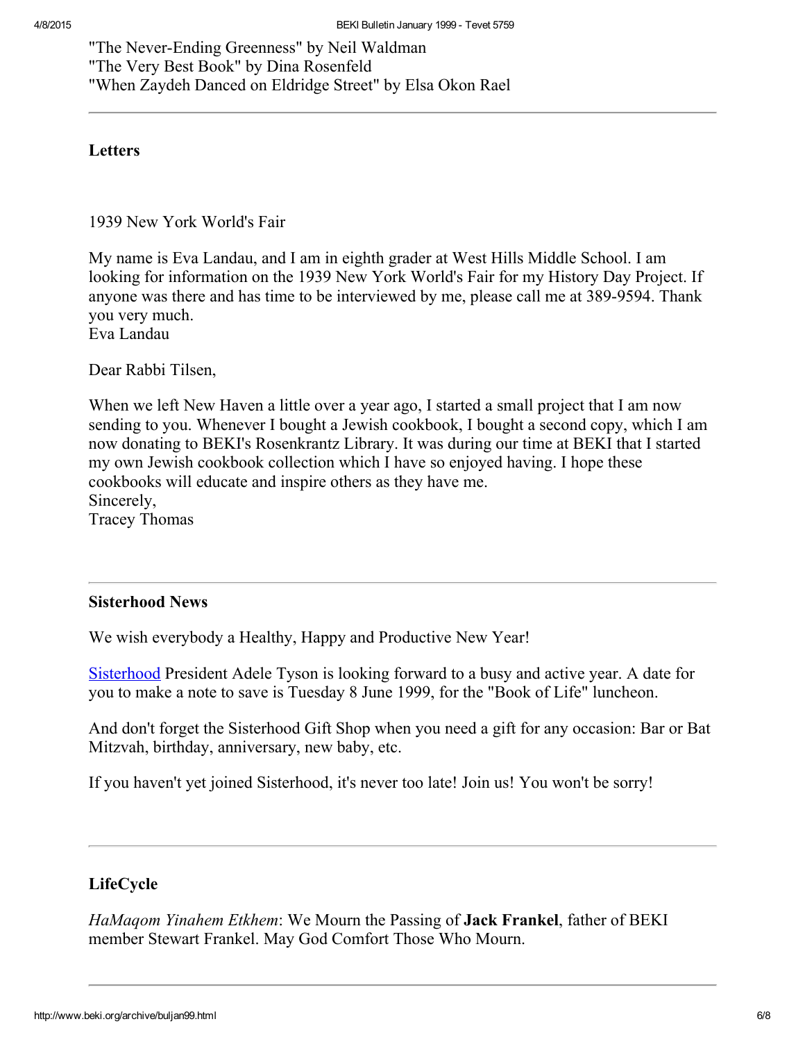"The Never-Ending Greenness" by Neil Waldman
"The Very Best Book" by Dina Rosenfeld
"When Zaydeh Danced on Eldridge Street" by Elsa Okon Rael

---

## Letters

1939 New York World's Fair

My name is Eva Landau, and I am in eighth grader at West Hills Middle School. I am looking for information on the 1939 New York World's Fair for my History Day Project. If anyone was there and has time to be interviewed by me, please call me at 389-9594. Thank you very much.
Eva Landau

Dear Rabbi Tilsen,

When we left New Haven a little over a year ago, I started a small project that I am now sending to you. Whenever I bought a Jewish cookbook, I bought a second copy, which I am now donating to BEKI's Rosenkrantz Library. It was during our time at BEKI that I started my own Jewish cookbook collection which I have so enjoyed having. I hope these cookbooks will educate and inspire others as they have me.
Sincerely,
Tracey Thomas

---

## Sisterhood News

We wish everybody a Healthy, Happy and Productive New Year!

Sisterhood President Adele Tyson is looking forward to a busy and active year. A date for you to make a note to save is Tuesday 8 June 1999, for the "Book of Life" luncheon.

And don't forget the Sisterhood Gift Shop when you need a gift for any occasion: Bar or Bat Mitzvah, birthday, anniversary, new baby, etc.

If you haven't yet joined Sisterhood, it's never too late! Join us! You won't be sorry!

---

## LifeCycle

*HaMaqom Yinahem Etkhem*: We Mourn the Passing of **Jack Frankel**, father of BEKI member Stewart Frankel. May God Comfort Those Who Mourn.

---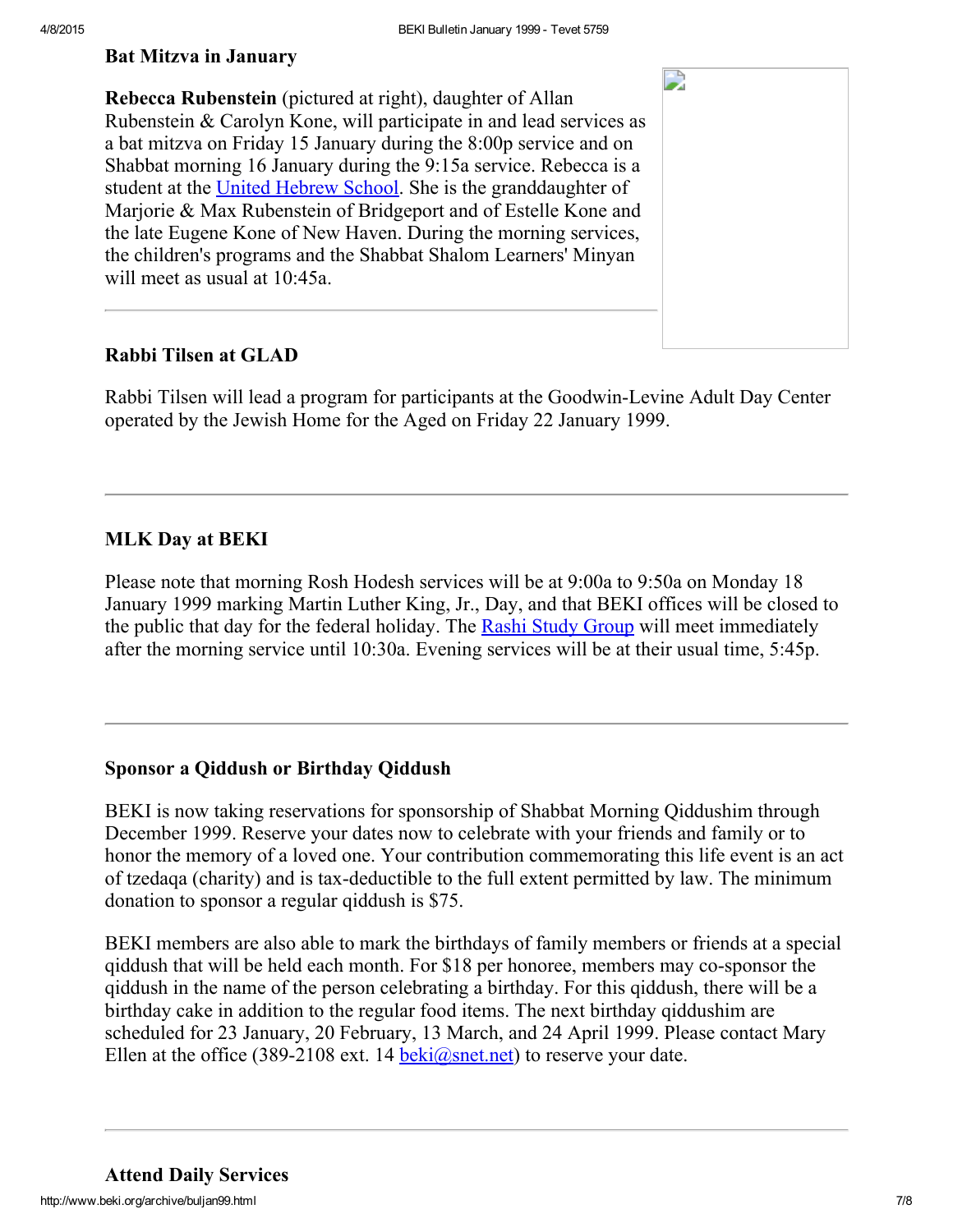### Bat Mitzva in January

**Rebecca Rubenstein** (pictured at right), daughter of Allan Rubenstein & Carolyn Kone, will participate in and lead services as a bat mitzva on Friday 15 January during the 8:00p service and on Shabbat morning 16 January during the 9:15a service. Rebecca is a student at the United Hebrew School. She is the granddaughter of Marjorie & Max Rubenstein of Bridgeport and of Estelle Kone and the late Eugene Kone of New Haven. During the morning services, the children's programs and the Shabbat Shalom Learners' Minyan will meet as usual at 10:45a.

---

### Rabbi Tilsen at GLAD

Rabbi Tilsen will lead a program for participants at the Goodwin-Levine Adult Day Center operated by the Jewish Home for the Aged on Friday 22 January 1999.

---

### MLK Day at BEKI

Please note that morning Rosh Hodesh services will be at 9:00a to 9:50a on Monday 18 January 1999 marking Martin Luther King, Jr., Day, and that BEKI offices will be closed to the public that day for the federal holiday. The Rashi Study Group will meet immediately after the morning service until 10:30a. Evening services will be at their usual time, 5:45p.

---

### Sponsor a Qiddush or Birthday Qiddush

BEKI is now taking reservations for sponsorship of Shabbat Morning Qiddushim through December 1999. Reserve your dates now to celebrate with your friends and family or to honor the memory of a loved one. Your contribution commemorating this life event is an act of tzedaqa (charity) and is tax-deductible to the full extent permitted by law. The minimum donation to sponsor a regular qiddush is $75.

BEKI members are also able to mark the birthdays of family members or friends at a special qiddush that will be held each month. For $18 per honoree, members may co-sponsor the qiddush in the name of the person celebrating a birthday. For this qiddush, there will be a birthday cake in addition to the regular food items. The next birthday qiddushim are scheduled for 23 January, 20 February, 13 March, and 24 April 1999. Please contact Mary Ellen at the office (389-2108 ext. 14 beki@snet.net) to reserve your date.

---

### Attend Daily Services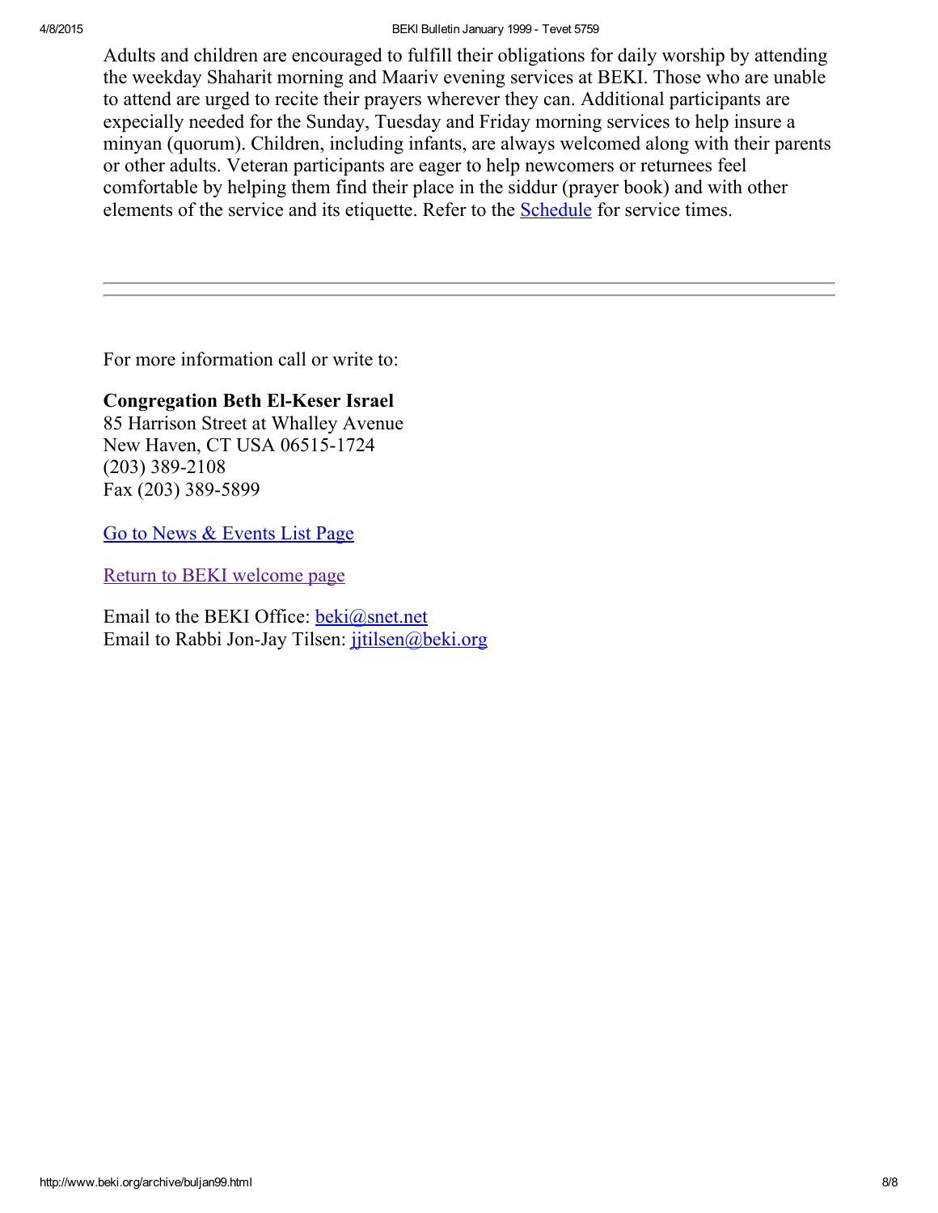Adults and children are encouraged to fulfill their obligations for daily worship by attending the weekday Shaharit morning and Maariv evening services at BEKI. Those who are unable to attend are urged to recite their prayers wherever they can. Additional participants are expecially needed for the Sunday, Tuesday and Friday morning services to help insure a minyan (quorum). Children, including infants, are always welcomed along with their parents or other adults. Veteran participants are eager to help newcomers or returnees feel comfortable by helping them find their place in the siddur (prayer book) and with other elements of the service and its etiquette. Refer to the Schedule for service times.

---

For more information call or write to:

**Congregation Beth El-Keser Israel**
85 Harrison Street at Whalley Avenue
New Haven, CT USA 06515-1724
(203) 389-2108
Fax (203) 389-5899

Go to News & Events List Page

Return to BEKI welcome page

Email to the BEKI Office: beki@snet.net
Email to Rabbi Jon-Jay Tilsen: jjtilsen@beki.org